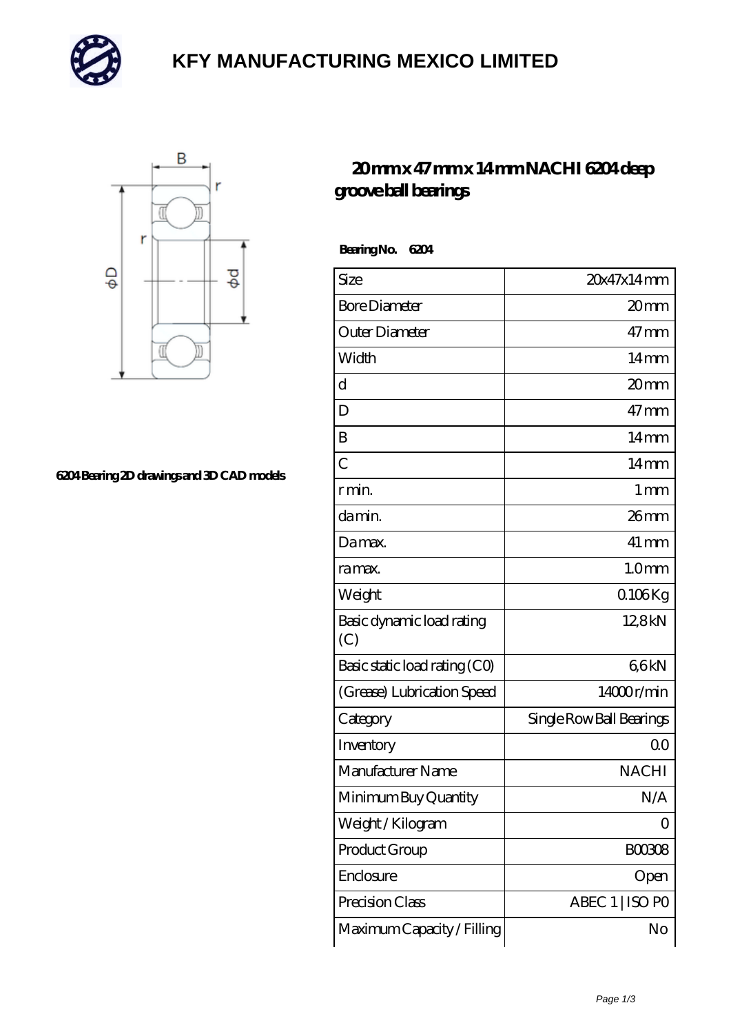# KFY MANUFACTURING MEXICO LIMITED

## 20 mm x 47 mm x 14 mm NACHI 6204 deep groove ball bearings

6204 Bearing 2D drawings and 3D CAD models

**Bearing No. 6204**

| Size | 20x47x14 mm |
|---|---|
| Bore Diameter | 20 mm |
| Outer Diameter | 47 mm |
| Width | 14 mm |
| d | 20 mm |
| D | 47 mm |
| B | 14 mm |
| C | 14 mm |
| r min. | 1 mm |
| da min. | 26 mm |
| Da max. | 41 mm |
| ra max. | 1.0 mm |
| Weight | 0.106 Kg |
| Basic dynamic load rating (C) | 12,8 kN |
| Basic static load rating (C0) | 6,6 kN |
| (Grease) Lubrication Speed | 14000 r/min |
| Category | Single Row Ball Bearings |
| Inventory | 0.0 |
| Manufacturer Name | NACHI |
| Minimum Buy Quantity | N/A |
| Weight / Kilogram | 0 |
| Product Group | B00308 |
| Enclosure | Open |
| Precision Class | ABEC 1 \| ISO P0 |
| Maximum Capacity / Filling | No |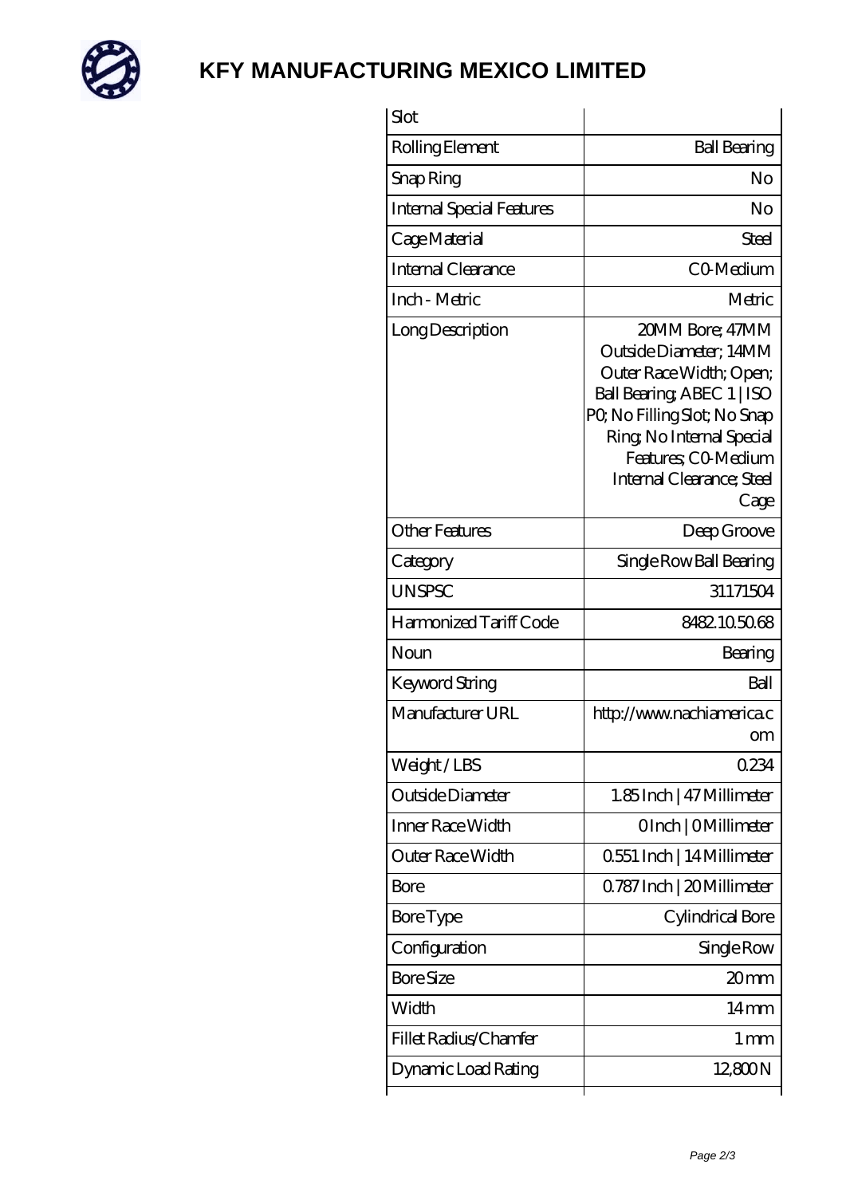# KFY MANUFACTURING MEXICO LIMITED

| Slot | |
|---|---|
| Rolling Element | Ball Bearing |
| Snap Ring | No |
| Internal Special Features | No |
| Cage Material | Steel |
| Internal Clearance | C0-Medium |
| Inch - Metric | Metric |
| Long Description | 20MM Bore; 47MM Outside Diameter; 14MM Outer Race Width; Open; Ball Bearing; ABEC 1 \| ISO P0; No Filling Slot; No Snap Ring; No Internal Special Features; C0-Medium Internal Clearance; Steel Cage |
| Other Features | Deep Groove |
| Category | Single Row Ball Bearing |
| UNSPSC | 31171504 |
| Harmonized Tariff Code | 8482.10.50.68 |
| Noun | Bearing |
| Keyword String | Ball |
| Manufacturer URL | http://www.nachiamerica.com |
| Weight / LBS | 0.234 |
| Outside Diameter | 1.85 Inch \| 47 Millimeter |
| Inner Race Width | 0 Inch \| 0 Millimeter |
| Outer Race Width | 0.551 Inch \| 14 Millimeter |
| Bore | 0.787 Inch \| 20 Millimeter |
| Bore Type | Cylindrical Bore |
| Configuration | Single Row |
| Bore Size | 20 mm |
| Width | 14 mm |
| Fillet Radius/Chamfer | 1 mm |
| Dynamic Load Rating | 12,800 N |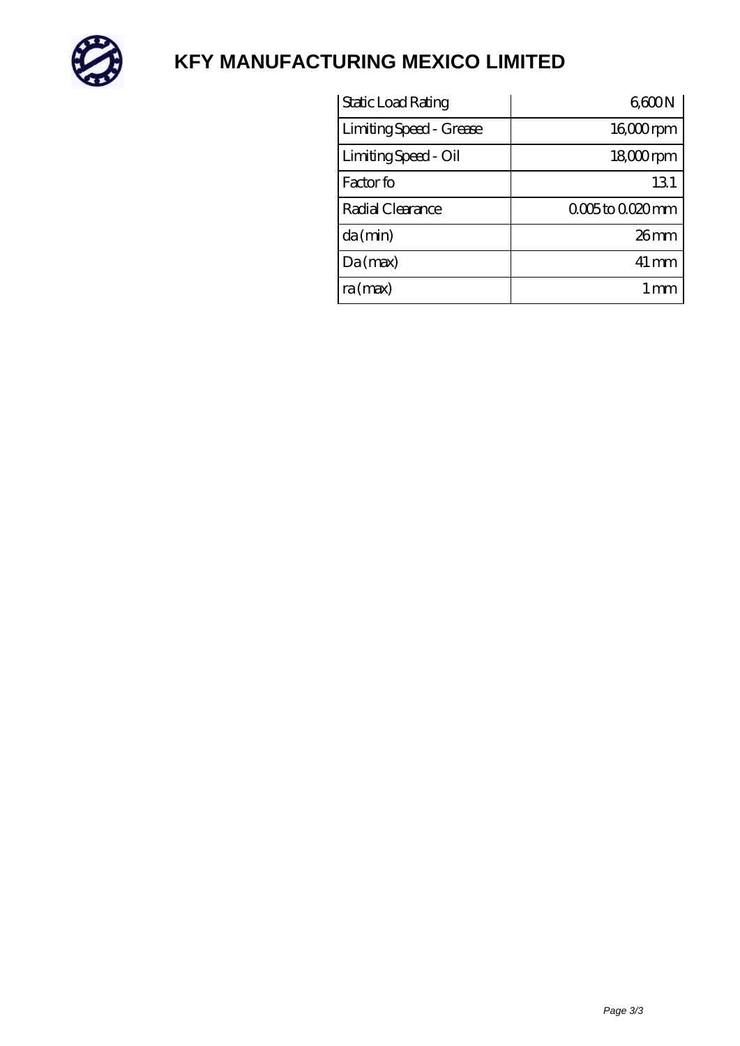| | |
|---|---|
| Static Load Rating | 6,600 N |
| Limiting Speed - Grease | 16,000 rpm |
| Limiting Speed - Oil | 18,000 rpm |
| Factor fo | 13.1 |
| Radial Clearance | 0.005 to 0.020 mm |
| da (min) | 26 mm |
| Da (max) | 41 mm |
| ra (max) | 1 mm |